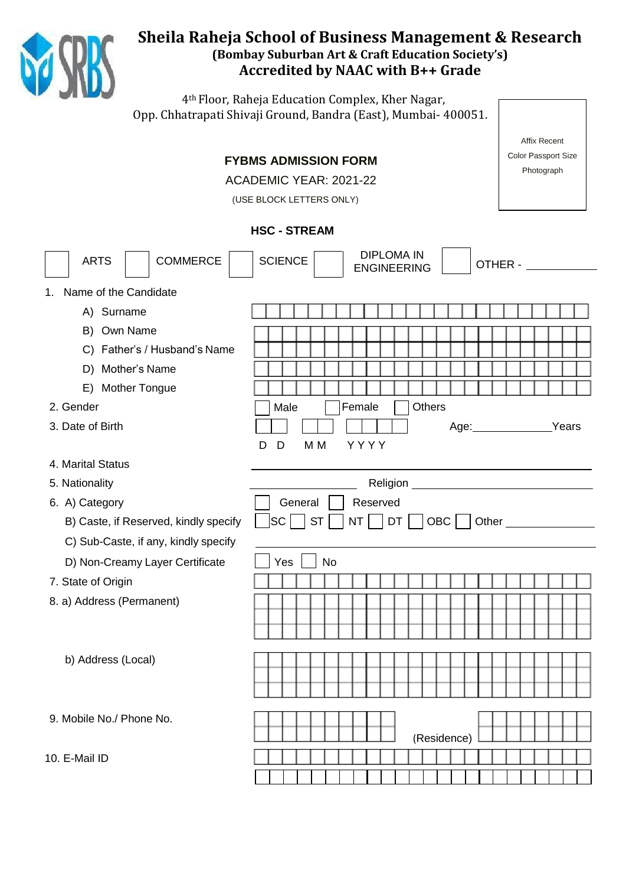# Sheila Raheja School of Business Management & Research

**(Bombay Suburban Art & Craft Education Society's)**

**Accredited by NAAC with B++ Grade**

4th Floor, Raheja Education Complex, Kher Nagar,
Opp. Chhatrapati Shivaji Ground, Bandra (East), Mumbai- 400051.

Affix Recent Color Passport Size Photograph

## FYBMS ADMISSION FORM

ACADEMIC YEAR: 2021-22

(USE BLOCK LETTERS ONLY)

### HSC - STREAM

☐ ARTS ☐ COMMERCE ☐ SCIENCE ☐ DIPLOMA IN ENGINEERING ☐ OTHER - ____________

1. Name of the Candidate
   - A) Surname
   - B) Own Name
   - C) Father's / Husband's Name
   - D) Mother's Name
   - E) Mother Tongue

2. Gender ☐ Male ☐ Female ☐ Others

3. Date of Birth ☐☐ ☐☐ ☐☐☐☐ Age:____________Years
   D D M M Y Y Y Y

4. Marital Status ____________

5. Nationality ____________ Religion ____________

6. A) Category ☐ General ☐ Reserved

   B) Caste, if Reserved, kindly specify ☐SC ☐ ST ☐ NT ☐ DT ☐ OBC ☐ Other ____________

   C) Sub-Caste, if any, kindly specify ____________

   D) Non-Creamy Layer Certificate ☐ Yes ☐ No

7. State of Origin

8. a) Address (Permanent)

   b) Address (Local)

9. Mobile No./ Phone No. (Residence)

10. E-Mail ID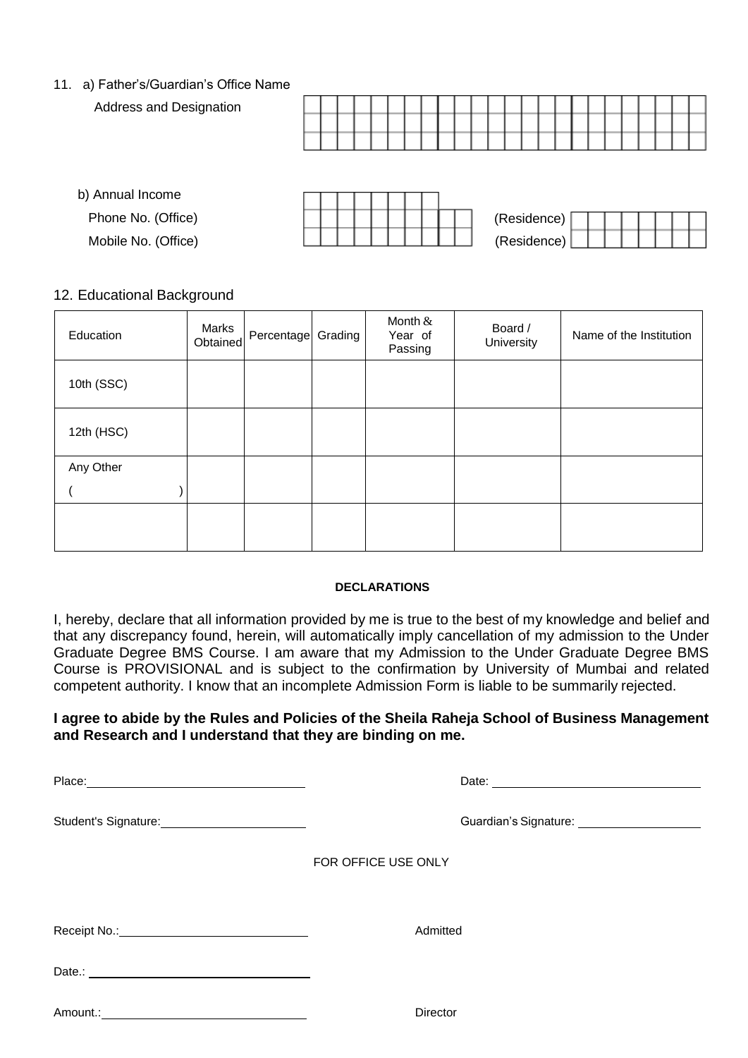11. a) Father's/Guardian's Office Name
    Address and Designation

b) Annual Income
Phone No. (Office) (Residence)
Mobile No. (Office) (Residence)

12. Educational Background

| Education | Marks Obtained | Percentage | Grading | Month & Year of Passing | Board / University | Name of the Institution |
|---|---|---|---|---|---|---|
| 10th (SSC) | | | | | | |
| 12th (HSC) | | | | | | |
| Any Other ( ) | | | | | | |
| | | | | | | |

**DECLARATIONS**

I, hereby, declare that all information provided by me is true to the best of my knowledge and belief and that any discrepancy found, herein, will automatically imply cancellation of my admission to the Under Graduate Degree BMS Course. I am aware that my Admission to the Under Graduate Degree BMS Course is PROVISIONAL and is subject to the confirmation by University of Mumbai and related competent authority. I know that an incomplete Admission Form is liable to be summarily rejected.

**I agree to abide by the Rules and Policies of the Sheila Raheja School of Business Management and Research and I understand that they are binding on me.**

Place:________________ Date:________________

Student's Signature:________________ Guardian's Signature:________________

FOR OFFICE USE ONLY

Receipt No.:________________ Admitted

Date.:________________

Amount.:________________ Director